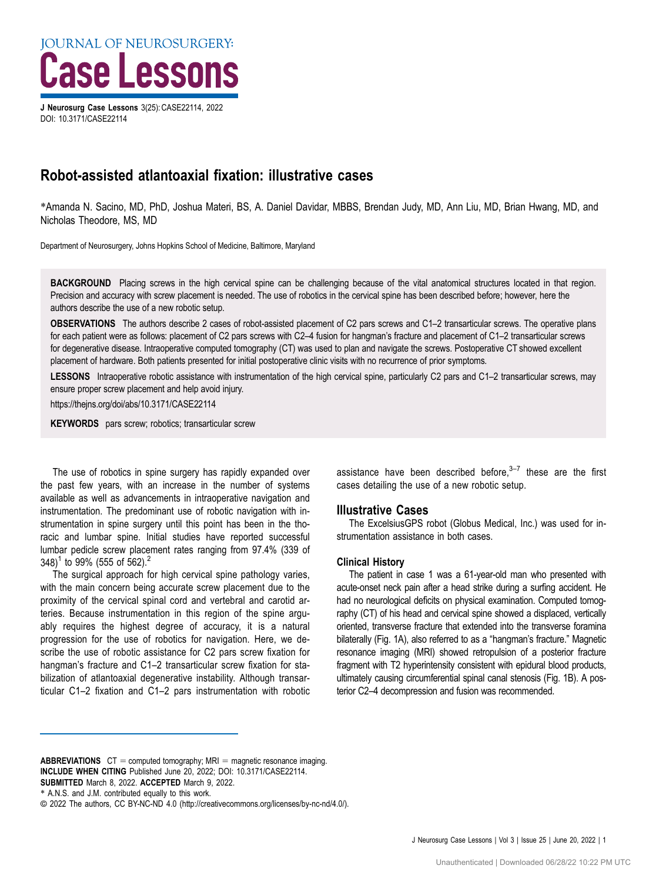# Robot-assisted atlantoaxial fixation: illustrative cases

*Amanda N. Sacino, MD, PhD, Joshua Materi, BS, A. Daniel Davidar, MBBS, Brendan Judy, MD, Ann Liu, MD, Brian Hwang, MD, and Nicholas Theodore, MS, MD

Department of Neurosurgery, Johns Hopkins School of Medicine, Baltimore, Maryland

**BACKGROUND** Placing screws in the high cervical spine can be challenging because of the vital anatomical structures located in that region. Precision and accuracy with screw placement is needed. The use of robotics in the cervical spine has been described before; however, here the authors describe the use of a new robotic setup.

**OBSERVATIONS** The authors describe 2 cases of robot-assisted placement of C2 pars screws and C1–2 transarticular screws. The operative plans for each patient were as follows: placement of C2 pars screws with C2–4 fusion for hangman's fracture and placement of C1–2 transarticular screws for degenerative disease. Intraoperative computed tomography (CT) was used to plan and navigate the screws. Postoperative CT showed excellent placement of hardware. Both patients presented for initial postoperative clinic visits with no recurrence of prior symptoms.

**LESSONS** Intraoperative robotic assistance with instrumentation of the high cervical spine, particularly C2 pars and C1–2 transarticular screws, may ensure proper screw placement and help avoid injury.

https://thejns.org/doi/abs/10.3171/CASE22114

**KEYWORDS** pars screw; robotics; transarticular screw

The use of robotics in spine surgery has rapidly expanded over the past few years, with an increase in the number of systems available as well as advancements in intraoperative navigation and instrumentation. The predominant use of robotic navigation with instrumentation in spine surgery until this point has been in the thoracic and lumbar spine. Initial studies have reported successful lumbar pedicle screw placement rates ranging from 97.4% (339 of 348)[1] to 99% (555 of 562).[2]

The surgical approach for high cervical spine pathology varies, with the main concern being accurate screw placement due to the proximity of the cervical spinal cord and vertebral and carotid arteries. Because instrumentation in this region of the spine arguably requires the highest degree of accuracy, it is a natural progression for the use of robotics for navigation. Here, we describe the use of robotic assistance for C2 pars screw fixation for hangman's fracture and C1–2 transarticular screw fixation for stabilization of atlantoaxial degenerative instability. Although transarticular C1–2 fixation and C1–2 pars instrumentation with robotic assistance have been described before,[3–7] these are the first cases detailing the use of a new robotic setup.

## Illustrative Cases

The ExcelsiusGPS robot (Globus Medical, Inc.) was used for instrumentation assistance in both cases.

### Clinical History

The patient in case 1 was a 61-year-old man who presented with acute-onset neck pain after a head strike during a surfing accident. He had no neurological deficits on physical examination. Computed tomography (CT) of his head and cervical spine showed a displaced, vertically oriented, transverse fracture that extended into the transverse foramina bilaterally (Fig. 1A), also referred to as a "hangman's fracture." Magnetic resonance imaging (MRI) showed retropulsion of a posterior fracture fragment with T2 hyperintensity consistent with epidural blood products, ultimately causing circumferential spinal canal stenosis (Fig. 1B). A posterior C2–4 decompression and fusion was recommended.

**ABBREVIATIONS** CT = computed tomography; MRI = magnetic resonance imaging.
**INCLUDE WHEN CITING** Published June 20, 2022; DOI: 10.3171/CASE22114.
**SUBMITTED** March 8, 2022. **ACCEPTED** March 9, 2022.
* A.N.S. and J.M. contributed equally to this work.
© 2022 The authors, CC BY-NC-ND 4.0 (http://creativecommons.org/licenses/by-nc-nd/4.0/).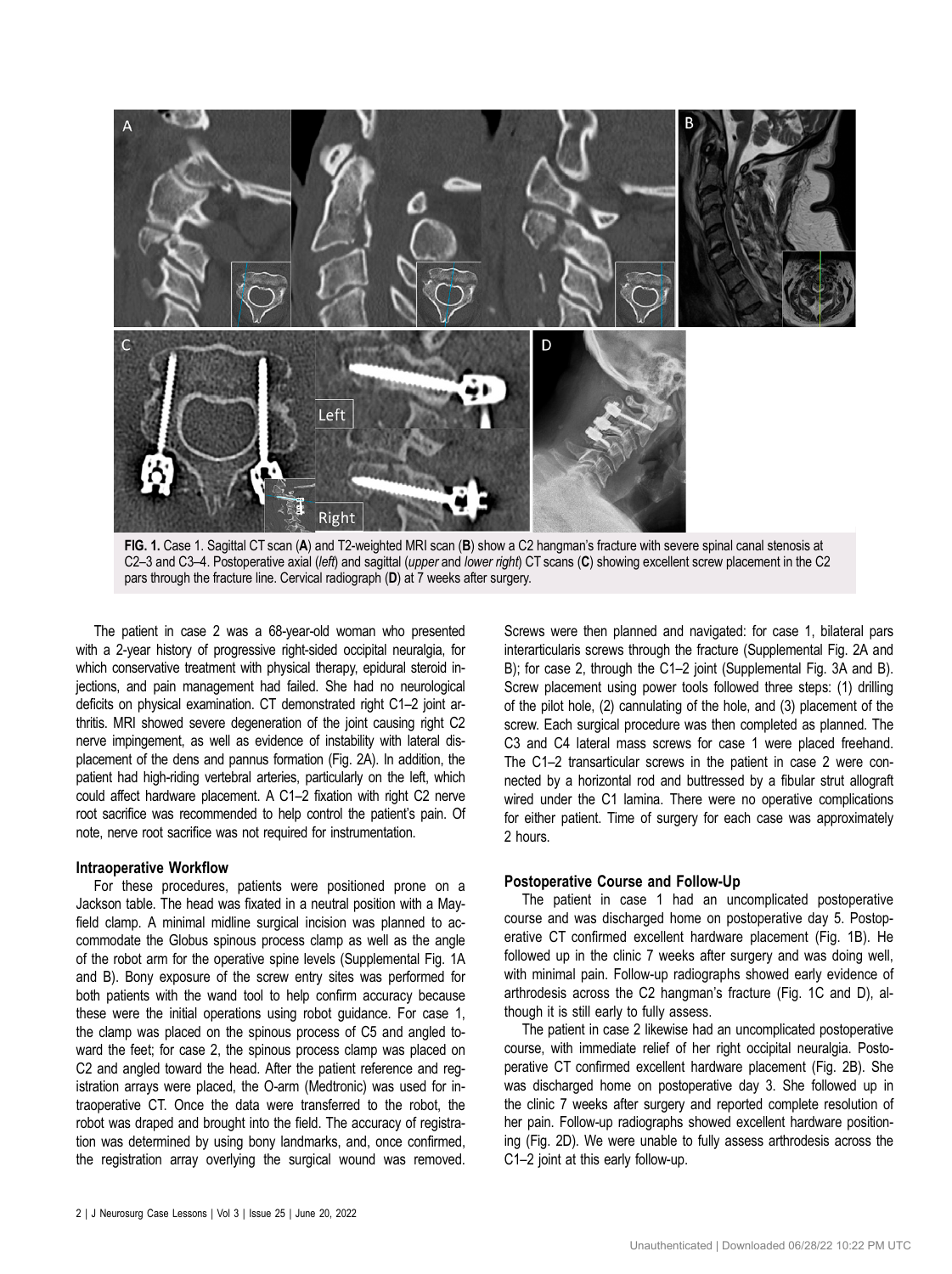**FIG. 1.** Case 1. Sagittal CT scan (**A**) and T2-weighted MRI scan (**B**) show a C2 hangman's fracture with severe spinal canal stenosis at C2–3 and C3–4. Postoperative axial (*left*) and sagittal (*upper* and *lower right*) CT scans (**C**) showing excellent screw placement in the C2 pars through the fracture line. Cervical radiograph (**D**) at 7 weeks after surgery.

The patient in case 2 was a 68-year-old woman who presented with a 2-year history of progressive right-sided occipital neuralgia, for which conservative treatment with physical therapy, epidural steroid injections, and pain management had failed. She had no neurological deficits on physical examination. CT demonstrated right C1–2 joint arthritis. MRI showed severe degeneration of the joint causing right C2 nerve impingement, as well as evidence of instability with lateral displacement of the dens and pannus formation (Fig. 2A). In addition, the patient had high-riding vertebral arteries, particularly on the left, which could affect hardware placement. A C1–2 fixation with right C2 nerve root sacrifice was recommended to help control the patient's pain. Of note, nerve root sacrifice was not required for instrumentation.

#### Intraoperative Workflow

For these procedures, patients were positioned prone on a Jackson table. The head was fixated in a neutral position with a Mayfield clamp. A minimal midline surgical incision was planned to accommodate the Globus spinous process clamp as well as the angle of the robot arm for the operative spine levels (Supplemental Fig. 1A and B). Bony exposure of the screw entry sites was performed for both patients with the wand tool to help confirm accuracy because these were the initial operations using robot guidance. For case 1, the clamp was placed on the spinous process of C5 and angled toward the feet; for case 2, the spinous process clamp was placed on C2 and angled toward the head. After the patient reference and registration arrays were placed, the O-arm (Medtronic) was used for intraoperative CT. Once the data were transferred to the robot, the robot was draped and brought into the field. The accuracy of registration was determined by using bony landmarks, and, once confirmed, the registration array overlying the surgical wound was removed. Screws were then planned and navigated: for case 1, bilateral pars interarticularis screws through the fracture (Supplemental Fig. 2A and B); for case 2, through the C1–2 joint (Supplemental Fig. 3A and B). Screw placement using power tools followed three steps: (1) drilling of the pilot hole, (2) cannulating of the hole, and (3) placement of the screw. Each surgical procedure was then completed as planned. The C3 and C4 lateral mass screws for case 1 were placed freehand. The C1–2 transarticular screws in the patient in case 2 were connected by a horizontal rod and buttressed by a fibular strut allograft wired under the C1 lamina. There were no operative complications for either patient. Time of surgery for each case was approximately 2 hours.

#### Postoperative Course and Follow-Up

The patient in case 1 had an uncomplicated postoperative course and was discharged home on postoperative day 5. Postoperative CT confirmed excellent hardware placement (Fig. 1B). He followed up in the clinic 7 weeks after surgery and was doing well, with minimal pain. Follow-up radiographs showed early evidence of arthrodesis across the C2 hangman's fracture (Fig. 1C and D), although it is still early to fully assess.

The patient in case 2 likewise had an uncomplicated postoperative course, with immediate relief of her right occipital neuralgia. Postoperative CT confirmed excellent hardware placement (Fig. 2B). She was discharged home on postoperative day 3. She followed up in the clinic 7 weeks after surgery and reported complete resolution of her pain. Follow-up radiographs showed excellent hardware positioning (Fig. 2D). We were unable to fully assess arthrodesis across the C1–2 joint at this early follow-up.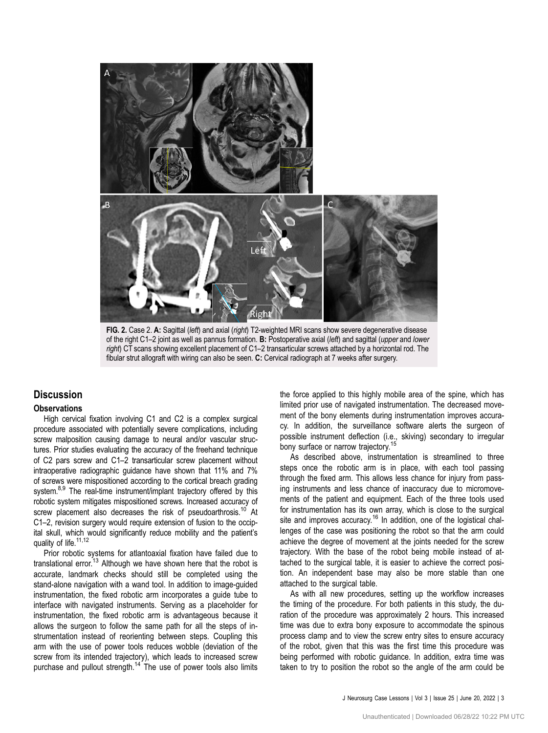FIG. 2. Case 2. **A:** Sagittal (*left*) and axial (*right*) T2-weighted MRI scans show severe degenerative disease of the right C1–2 joint as well as pannus formation. **B:** Postoperative axial (*left*) and sagittal (*upper* and *lower right*) CT scans showing excellent placement of C1–2 transarticular screws attached by a horizontal rod. The fibular strut allograft with wiring can also be seen. **C:** Cervical radiograph at 7 weeks after surgery.

## Discussion

### Observations

High cervical fixation involving C1 and C2 is a complex surgical procedure associated with potentially severe complications, including screw malposition causing damage to neural and/or vascular structures. Prior studies evaluating the accuracy of the freehand technique of C2 pars screw and C1–2 transarticular screw placement without intraoperative radiographic guidance have shown that 11% and 7% of screws were mispositioned according to the cortical breach grading system.[8,9] The real-time instrument/implant trajectory offered by this robotic system mitigates mispositioned screws. Increased accuracy of screw placement also decreases the risk of pseudoarthrosis.[10] At C1–2, revision surgery would require extension of fusion to the occipital skull, which would significantly reduce mobility and the patient's quality of life.[11,12]

Prior robotic systems for atlantoaxial fixation have failed due to translational error.[13] Although we have shown here that the robot is accurate, landmark checks should still be completed using the stand-alone navigation with a wand tool. In addition to image-guided instrumentation, the fixed robotic arm incorporates a guide tube to interface with navigated instruments. Serving as a placeholder for instrumentation, the fixed robotic arm is advantageous because it allows the surgeon to follow the same path for all the steps of instrumentation instead of reorienting between steps. Coupling this arm with the use of power tools reduces wobble (deviation of the screw from its intended trajectory), which leads to increased screw purchase and pullout strength.[14] The use of power tools also limits the force applied to this highly mobile area of the spine, which has limited prior use of navigated instrumentation. The decreased movement of the bony elements during instrumentation improves accuracy. In addition, the surveillance software alerts the surgeon of possible instrument deflection (i.e., skiving) secondary to irregular bony surface or narrow trajectory.[15]

As described above, instrumentation is streamlined to three steps once the robotic arm is in place, with each tool passing through the fixed arm. This allows less chance for injury from passing instruments and less chance of inaccuracy due to micromovements of the patient and equipment. Each of the three tools used for instrumentation has its own array, which is close to the surgical site and improves accuracy.[16] In addition, one of the logistical challenges of the case was positioning the robot so that the arm could achieve the degree of movement at the joints needed for the screw trajectory. With the base of the robot being mobile instead of attached to the surgical table, it is easier to achieve the correct position. An independent base may also be more stable than one attached to the surgical table.

As with all new procedures, setting up the workflow increases the timing of the procedure. For both patients in this study, the duration of the procedure was approximately 2 hours. This increased time was due to extra bony exposure to accommodate the spinous process clamp and to view the screw entry sites to ensure accuracy of the robot, given that this was the first time this procedure was being performed with robotic guidance. In addition, extra time was taken to try to position the robot so the angle of the arm could be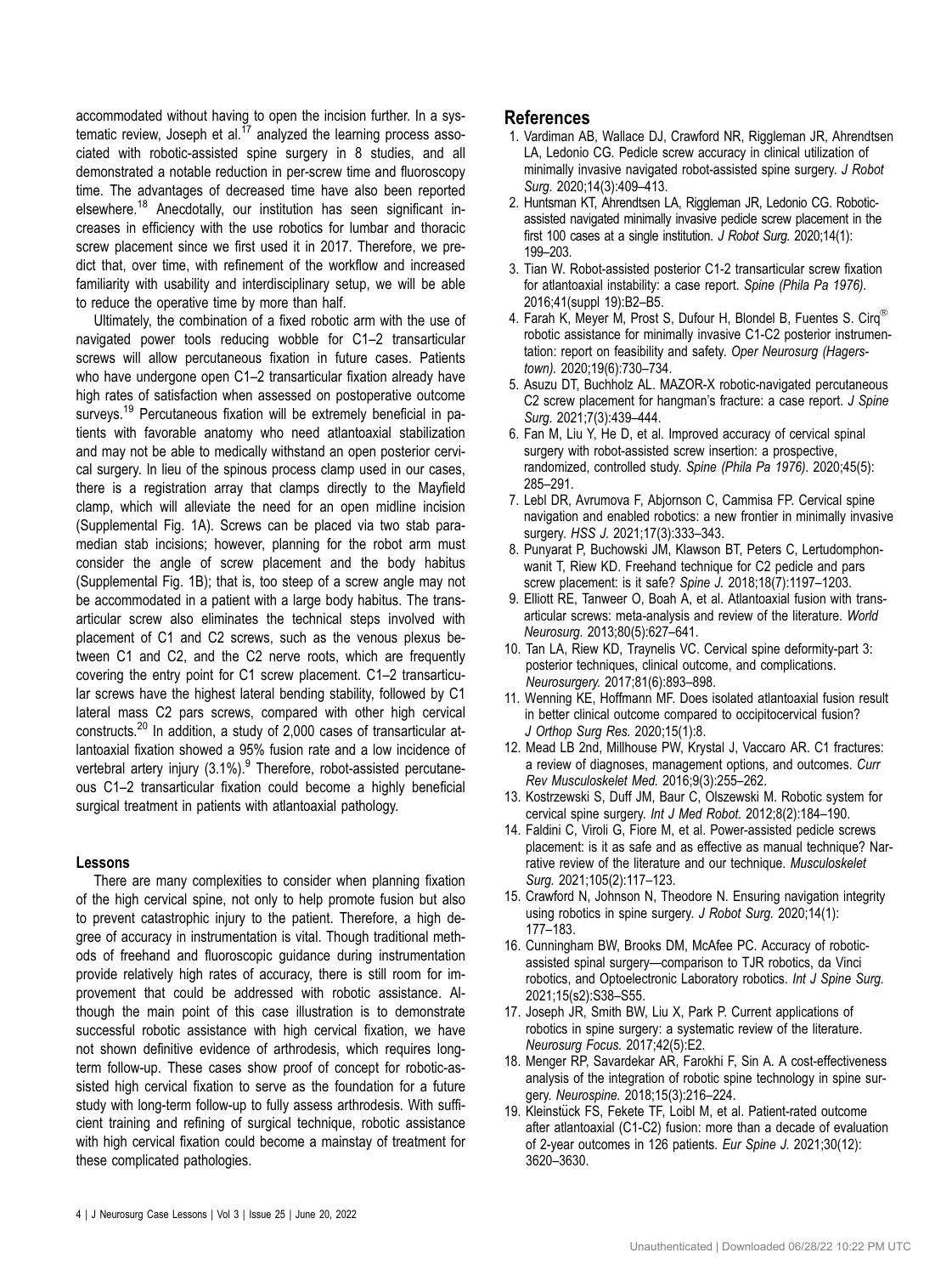accommodated without having to open the incision further. In a systematic review, Joseph et al.[17] analyzed the learning process associated with robotic-assisted spine surgery in 8 studies, and all demonstrated a notable reduction in per-screw time and fluoroscopy time. The advantages of decreased time have also been reported elsewhere.[18] Anecdotally, our institution has seen significant increases in efficiency with the use robotics for lumbar and thoracic screw placement since we first used it in 2017. Therefore, we predict that, over time, with refinement of the workflow and increased familiarity with usability and interdisciplinary setup, we will be able to reduce the operative time by more than half.

Ultimately, the combination of a fixed robotic arm with the use of navigated power tools reducing wobble for C1–2 transarticular screws will allow percutaneous fixation in future cases. Patients who have undergone open C1–2 transarticular fixation already have high rates of satisfaction when assessed on postoperative outcome surveys.[19] Percutaneous fixation will be extremely beneficial in patients with favorable anatomy who need atlantoaxial stabilization and may not be able to medically withstand an open posterior cervical surgery. In lieu of the spinous process clamp used in our cases, there is a registration array that clamps directly to the Mayfield clamp, which will alleviate the need for an open midline incision (Supplemental Fig. 1A). Screws can be placed via two stab paramedian stab incisions; however, planning for the robot arm must consider the angle of screw placement and the body habitus (Supplemental Fig. 1B); that is, too steep of a screw angle may not be accommodated in a patient with a large body habitus. The transarticular screw also eliminates the technical steps involved with placement of C1 and C2 screws, such as the venous plexus between C1 and C2, and the C2 nerve roots, which are frequently covering the entry point for C1 screw placement. C1–2 transarticular screws have the highest lateral bending stability, followed by C1 lateral mass C2 pars screws, compared with other high cervical constructs.[20] In addition, a study of 2,000 cases of transarticular atlantoaxial fixation showed a 95% fusion rate and a low incidence of vertebral artery injury (3.1%).[9] Therefore, robot-assisted percutaneous C1–2 transarticular fixation could become a highly beneficial surgical treatment in patients with atlantoaxial pathology.

#### Lessons

There are many complexities to consider when planning fixation of the high cervical spine, not only to help promote fusion but also to prevent catastrophic injury to the patient. Therefore, a high degree of accuracy in instrumentation is vital. Though traditional methods of freehand and fluoroscopic guidance during instrumentation provide relatively high rates of accuracy, there is still room for improvement that could be addressed with robotic assistance. Although the main point of this case illustration is to demonstrate successful robotic assistance with high cervical fixation, we have not shown definitive evidence of arthrodesis, which requires long-term follow-up. These cases show proof of concept for robotic-assisted high cervical fixation to serve as the foundation for a future study with long-term follow-up to fully assess arthrodesis. With sufficient training and refining of surgical technique, robotic assistance with high cervical fixation could become a mainstay of treatment for these complicated pathologies.

## References

1. Vardiman AB, Wallace DJ, Crawford NR, Riggleman JR, Ahrendtsen LA, Ledonio CG. Pedicle screw accuracy in clinical utilization of minimally invasive navigated robot-assisted spine surgery. *J Robot Surg.* 2020;14(3):409–413.
2. Huntsman KT, Ahrendtsen LA, Riggleman JR, Ledonio CG. Robotic-assisted navigated minimally invasive pedicle screw placement in the first 100 cases at a single institution. *J Robot Surg.* 2020;14(1): 199–203.
3. Tian W. Robot-assisted posterior C1-2 transarticular screw fixation for atlantoaxial instability: a case report. *Spine (Phila Pa 1976).* 2016;41(suppl 19):B2–B5.
4. Farah K, Meyer M, Prost S, Dufour H, Blondel B, Fuentes S. Cirq® robotic assistance for minimally invasive C1-C2 posterior instrumentation: report on feasibility and safety. *Oper Neurosurg (Hagerstown).* 2020;19(6):730–734.
5. Asuzu DT, Buchholz AL. MAZOR-X robotic-navigated percutaneous C2 screw placement for hangman's fracture: a case report. *J Spine Surg.* 2021;7(3):439–444.
6. Fan M, Liu Y, He D, et al. Improved accuracy of cervical spinal surgery with robot-assisted screw insertion: a prospective, randomized, controlled study. *Spine (Phila Pa 1976).* 2020;45(5): 285–291.
7. Lebl DR, Avrumova F, Abjornson C, Cammisa FP. Cervical spine navigation and enabled robotics: a new frontier in minimally invasive surgery. *HSS J.* 2021;17(3):333–343.
8. Punyarat P, Buchowski JM, Klawson BT, Peters C, Lertudomphonwanit T, Riew KD. Freehand technique for C2 pedicle and pars screw placement: is it safe? *Spine J.* 2018;18(7):1197–1203.
9. Elliott RE, Tanweer O, Boah A, et al. Atlantoaxial fusion with transarticular screws: meta-analysis and review of the literature. *World Neurosurg.* 2013;80(5):627–641.
10. Tan LA, Riew KD, Traynelis VC. Cervical spine deformity-part 3: posterior techniques, clinical outcome, and complications. *Neurosurgery.* 2017;81(6):893–898.
11. Wenning KE, Hoffmann MF. Does isolated atlantoaxial fusion result in better clinical outcome compared to occipitocervical fusion? *J Orthop Surg Res.* 2020;15(1):8.
12. Mead LB 2nd, Millhouse PW, Krystal J, Vaccaro AR. C1 fractures: a review of diagnoses, management options, and outcomes. *Curr Rev Musculoskelet Med.* 2016;9(3):255–262.
13. Kostrzewski S, Duff JM, Baur C, Olszewski M. Robotic system for cervical spine surgery. *Int J Med Robot.* 2012;8(2):184–190.
14. Faldini C, Viroli G, Fiore M, et al. Power-assisted pedicle screws placement: is it as safe and as effective as manual technique? Narrative review of the literature and our technique. *Musculoskelet Surg.* 2021;105(2):117–123.
15. Crawford N, Johnson N, Theodore N. Ensuring navigation integrity using robotics in spine surgery. *J Robot Surg.* 2020;14(1): 177–183.
16. Cunningham BW, Brooks DM, McAfee PC. Accuracy of robotic-assisted spinal surgery—comparison to TJR robotics, da Vinci robotics, and Optoelectronic Laboratory robotics. *Int J Spine Surg.* 2021;15(s2):S38–S55.
17. Joseph JR, Smith BW, Liu X, Park P. Current applications of robotics in spine surgery: a systematic review of the literature. *Neurosurg Focus.* 2017;42(5):E2.
18. Menger RP, Savardekar AR, Farokhi F, Sin A. A cost-effectiveness analysis of the integration of robotic spine technology in spine surgery. *Neurospine.* 2018;15(3):216–224.
19. Kleinstück FS, Fekete TF, Loibl M, et al. Patient-rated outcome after atlantoaxial (C1-C2) fusion: more than a decade of evaluation of 2-year outcomes in 126 patients. *Eur Spine J.* 2021;30(12): 3620–3630.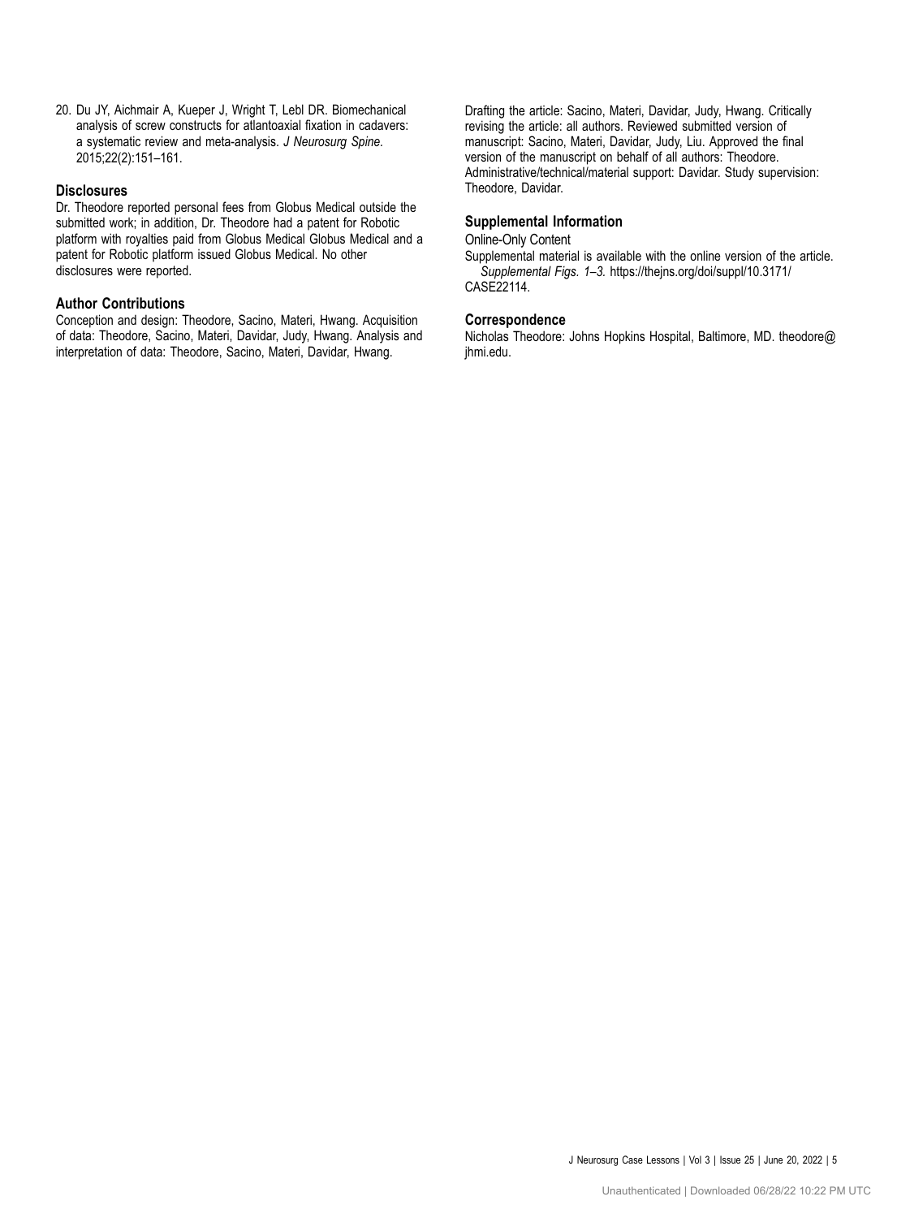20. Du JY, Aichmair A, Kueper J, Wright T, Lebl DR. Biomechanical analysis of screw constructs for atlantoaxial fixation in cadavers: a systematic review and meta-analysis. *J Neurosurg Spine.* 2015;22(2):151–161.

## Disclosures

Dr. Theodore reported personal fees from Globus Medical outside the submitted work; in addition, Dr. Theodore had a patent for Robotic platform with royalties paid from Globus Medical Globus Medical and a patent for Robotic platform issued Globus Medical. No other disclosures were reported.

## Author Contributions

Conception and design: Theodore, Sacino, Materi, Hwang. Acquisition of data: Theodore, Sacino, Materi, Davidar, Judy, Hwang. Analysis and interpretation of data: Theodore, Sacino, Materi, Davidar, Hwang. Drafting the article: Sacino, Materi, Davidar, Judy, Hwang. Critically revising the article: all authors. Reviewed submitted version of manuscript: Sacino, Materi, Davidar, Judy, Liu. Approved the final version of the manuscript on behalf of all authors: Theodore. Administrative/technical/material support: Davidar. Study supervision: Theodore, Davidar.

## Supplemental Information

Online-Only Content

Supplemental material is available with the online version of the article.

*Supplemental Figs. 1–3.* https://thejns.org/doi/suppl/10.3171/CASE22114.

## Correspondence

Nicholas Theodore: Johns Hopkins Hospital, Baltimore, MD. theodore@jhmi.edu.